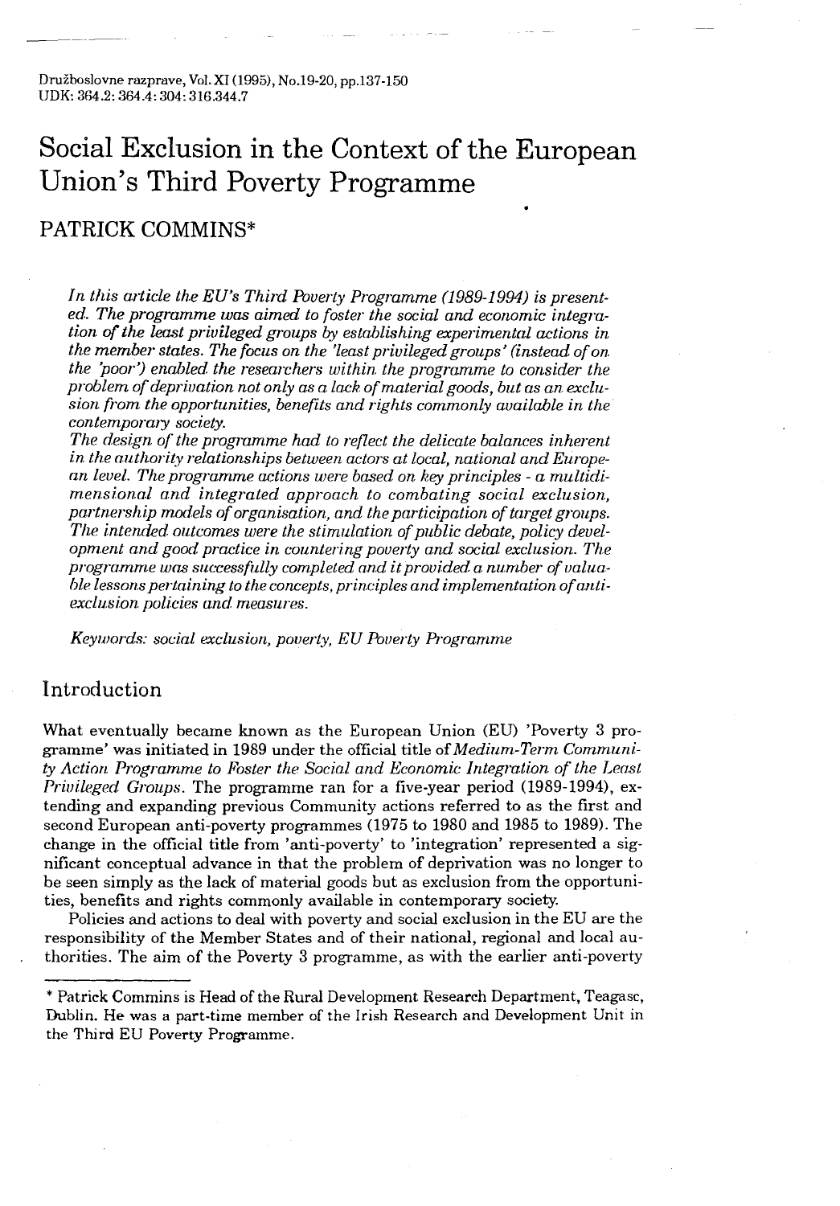Družboslovne razprave, Vol. XI (1995), No. 19-20, pp. 137-150
UDK: 364.2: 364.4: 304: 316.344.7

# Social Exclusion in the Context of the European Union's Third Poverty Programme

## PATRICK COMMINS*

*In this article the EU's Third Poverty Programme (1989-1994) is presented. The programme was aimed to foster the social and economic integration of the least privileged groups by establishing experimental actions in the member states. The focus on the 'least privileged groups' (instead of on the 'poor') enabled the researchers within the programme to consider the problem of deprivation not only as a lack of material goods, but as an exclusion from the opportunities, benefits and rights commonly available in the contemporary society.*

*The design of the programme had to reflect the delicate balances inherent in the authority relationships between actors at local, national and European level. The programme actions were based on key principles - a multidimensional and integrated approach to combating social exclusion, partnership models of organisation, and the participation of target groups. The intended outcomes were the stimulation of public debate, policy development and good practice in countering poverty and social exclusion. The programme was successfully completed and it provided a number of valuable lessons pertaining to the concepts, principles and implementation of anti-exclusion policies and measures.*

*Keywords: social exclusion, poverty, EU Poverty Programme*

## Introduction

What eventually became known as the European Union (EU) 'Poverty 3 programme' was initiated in 1989 under the official title of *Medium-Term Community Action Programme to Foster the Social and Economic Integration of the Least Privileged Groups*. The programme ran for a five-year period (1989-1994), extending and expanding previous Community actions referred to as the first and second European anti-poverty programmes (1975 to 1980 and 1985 to 1989). The change in the official title from 'anti-poverty' to 'integration' represented a significant conceptual advance in that the problem of deprivation was no longer to be seen simply as the lack of material goods but as exclusion from the opportunities, benefits and rights commonly available in contemporary society.

Policies and actions to deal with poverty and social exclusion in the EU are the responsibility of the Member States and of their national, regional and local authorities. The aim of the Poverty 3 programme, as with the earlier anti-poverty

---

\* Patrick Commins is Head of the Rural Development Research Department, Teagasc, Dublin. He was a part-time member of the Irish Research and Development Unit in the Third EU Poverty Programme.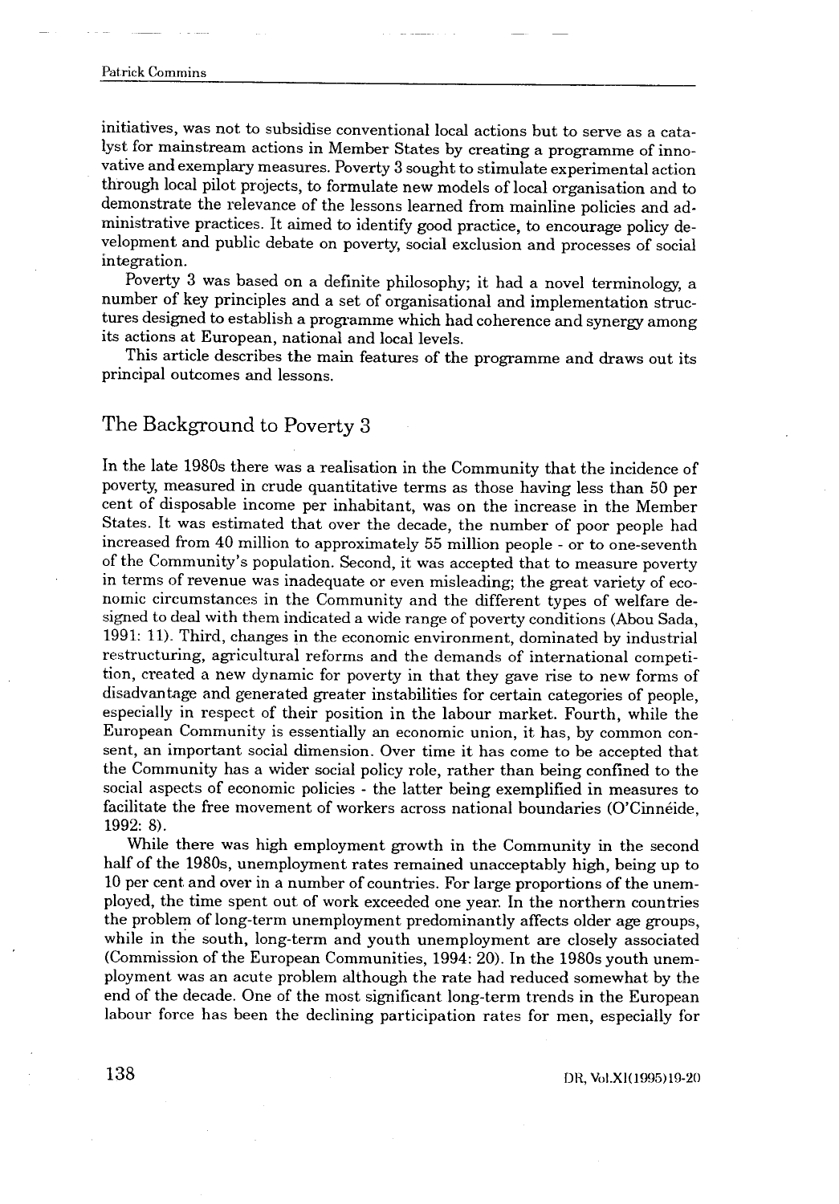initiatives, was not to subsidise conventional local actions but to serve as a catalyst for mainstream actions in Member States by creating a programme of innovative and exemplary measures. Poverty 3 sought to stimulate experimental action through local pilot projects, to formulate new models of local organisation and to demonstrate the relevance of the lessons learned from mainline policies and administrative practices. It aimed to identify good practice, to encourage policy development and public debate on poverty, social exclusion and processes of social integration.

Poverty 3 was based on a definite philosophy; it had a novel terminology, a number of key principles and a set of organisational and implementation structures designed to establish a programme which had coherence and synergy among its actions at European, national and local levels.

This article describes the main features of the programme and draws out its principal outcomes and lessons.

## The Background to Poverty 3

In the late 1980s there was a realisation in the Community that the incidence of poverty, measured in crude quantitative terms as those having less than 50 per cent of disposable income per inhabitant, was on the increase in the Member States. It was estimated that over the decade, the number of poor people had increased from 40 million to approximately 55 million people - or to one-seventh of the Community's population. Second, it was accepted that to measure poverty in terms of revenue was inadequate or even misleading; the great variety of economic circumstances in the Community and the different types of welfare designed to deal with them indicated a wide range of poverty conditions (Abou Sada, 1991: 11). Third, changes in the economic environment, dominated by industrial restructuring, agricultural reforms and the demands of international competition, created a new dynamic for poverty in that they gave rise to new forms of disadvantage and generated greater instabilities for certain categories of people, especially in respect of their position in the labour market. Fourth, while the European Community is essentially an economic union, it has, by common consent, an important social dimension. Over time it has come to be accepted that the Community has a wider social policy role, rather than being confined to the social aspects of economic policies - the latter being exemplified in measures to facilitate the free movement of workers across national boundaries (O'Cinnéide, 1992: 8).

While there was high employment growth in the Community in the second half of the 1980s, unemployment rates remained unacceptably high, being up to 10 per cent and over in a number of countries. For large proportions of the unemployed, the time spent out of work exceeded one year. In the northern countries the problem of long-term unemployment predominantly affects older age groups, while in the south, long-term and youth unemployment are closely associated (Commission of the European Communities, 1994: 20). In the 1980s youth unemployment was an acute problem although the rate had reduced somewhat by the end of the decade. One of the most significant long-term trends in the European labour force has been the declining participation rates for men, especially for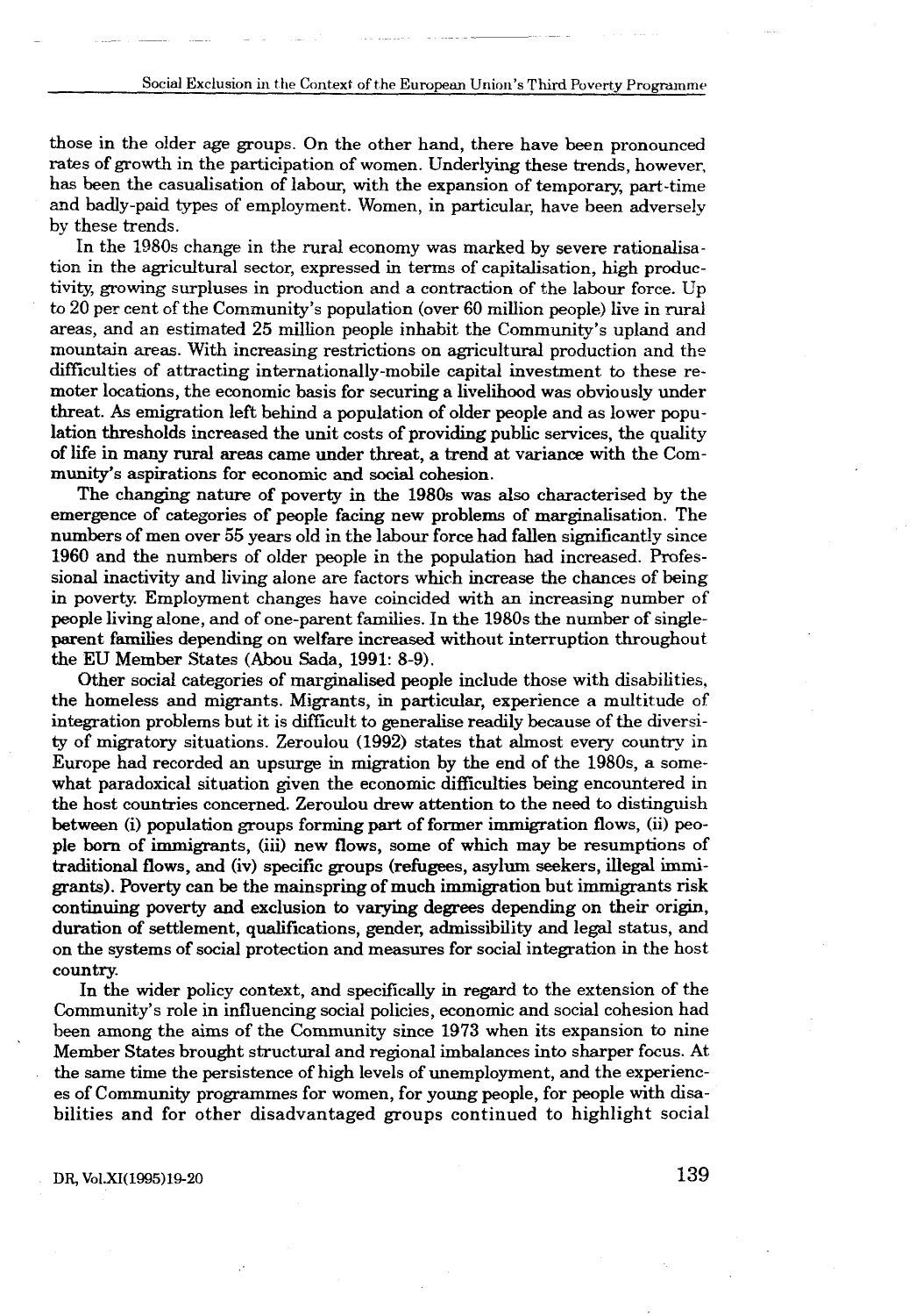those in the older age groups. On the other hand, there have been pronounced rates of growth in the participation of women. Underlying these trends, however, has been the casualisation of labour, with the expansion of temporary, part-time and badly-paid types of employment. Women, in particular, have been adversely by these trends.

In the 1980s change in the rural economy was marked by severe rationalisation in the agricultural sector, expressed in terms of capitalisation, high productivity, growing surpluses in production and a contraction of the labour force. Up to 20 per cent of the Community's population (over 60 million people) live in rural areas, and an estimated 25 million people inhabit the Community's upland and mountain areas. With increasing restrictions on agricultural production and the difficulties of attracting internationally-mobile capital investment to these remoter locations, the economic basis for securing a livelihood was obviously under threat. As emigration left behind a population of older people and as lower population thresholds increased the unit costs of providing public services, the quality of life in many rural areas came under threat, a trend at variance with the Community's aspirations for economic and social cohesion.

The changing nature of poverty in the 1980s was also characterised by the emergence of categories of people facing new problems of marginalisation. The numbers of men over 55 years old in the labour force had fallen significantly since 1960 and the numbers of older people in the population had increased. Professional inactivity and living alone are factors which increase the chances of being in poverty. Employment changes have coincided with an increasing number of people living alone, and of one-parent families. In the 1980s the number of single-parent families depending on welfare increased without interruption throughout the EU Member States (Abou Sada, 1991: 8-9).

Other social categories of marginalised people include those with disabilities, the homeless and migrants. Migrants, in particular, experience a multitude of integration problems but it is difficult to generalise readily because of the diversity of migratory situations. Zeroulou (1992) states that almost every country in Europe had recorded an upsurge in migration by the end of the 1980s, a somewhat paradoxical situation given the economic difficulties being encountered in the host countries concerned. Zeroulou drew attention to the need to distinguish between (i) population groups forming part of former immigration flows, (ii) people born of immigrants, (iii) new flows, some of which may be resumptions of traditional flows, and (iv) specific groups (refugees, asylum seekers, illegal immigrants). Poverty can be the mainspring of much immigration but immigrants risk continuing poverty and exclusion to varying degrees depending on their origin, duration of settlement, qualifications, gender, admissibility and legal status, and on the systems of social protection and measures for social integration in the host country.

In the wider policy context, and specifically in regard to the extension of the Community's role in influencing social policies, economic and social cohesion had been among the aims of the Community since 1973 when its expansion to nine Member States brought structural and regional imbalances into sharper focus. At the same time the persistence of high levels of unemployment, and the experiences of Community programmes for women, for young people, for people with disabilities and for other disadvantaged groups continued to highlight social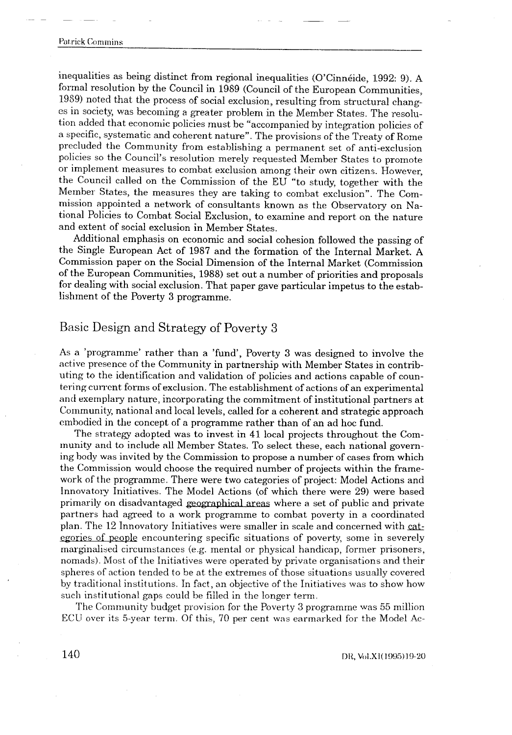inequalities as being distinct from regional inequalities (O'Cinnéide, 1992: 9). A formal resolution by the Council in 1989 (Council of the European Communities, 1989) noted that the process of social exclusion, resulting from structural changes in society, was becoming a greater problem in the Member States. The resolution added that economic policies must be "accompanied by integration policies of a specific, systematic and coherent nature". The provisions of the Treaty of Rome precluded the Community from establishing a permanent set of anti-exclusion policies so the Council's resolution merely requested Member States to promote or implement measures to combat exclusion among their own citizens. However, the Council called on the Commission of the EU "to study, together with the Member States, the measures they are taking to combat exclusion". The Commission appointed a network of consultants known as the Observatory on National Policies to Combat Social Exclusion, to examine and report on the nature and extent of social exclusion in Member States.

Additional emphasis on economic and social cohesion followed the passing of the Single European Act of 1987 and the formation of the Internal Market. A Commission paper on the Social Dimension of the Internal Market (Commission of the European Communities, 1988) set out a number of priorities and proposals for dealing with social exclusion. That paper gave particular impetus to the establishment of the Poverty 3 programme.

## Basic Design and Strategy of Poverty 3

As a 'programme' rather than a 'fund', Poverty 3 was designed to involve the active presence of the Community in partnership with Member States in contributing to the identification and validation of policies and actions capable of countering current forms of exclusion. The establishment of actions of an experimental and exemplary nature, incorporating the commitment of institutional partners at Community, national and local levels, called for a coherent and strategic approach embodied in the concept of a programme rather than of an ad hoc fund.

The strategy adopted was to invest in 41 local projects throughout the Community and to include all Member States. To select these, each national governing body was invited by the Commission to propose a number of cases from which the Commission would choose the required number of projects within the framework of the programme. There were two categories of project: Model Actions and Innovatory Initiatives. The Model Actions (of which there were 29) were based primarily on disadvantaged geographical areas where a set of public and private partners had agreed to a work programme to combat poverty in a coordinated plan. The 12 Innovatory Initiatives were smaller in scale and concerned with categories of people encountering specific situations of poverty, some in severely marginalised circumstances (e.g. mental or physical handicap, former prisoners, nomads). Most of the Initiatives were operated by private organisations and their spheres of action tended to be at the extremes of those situations usually covered by traditional institutions. In fact, an objective of the Initiatives was to show how such institutional gaps could be filled in the longer term.

The Community budget provision for the Poverty 3 programme was 55 million ECU over its 5-year term. Of this, 70 per cent was earmarked for the Model Ac-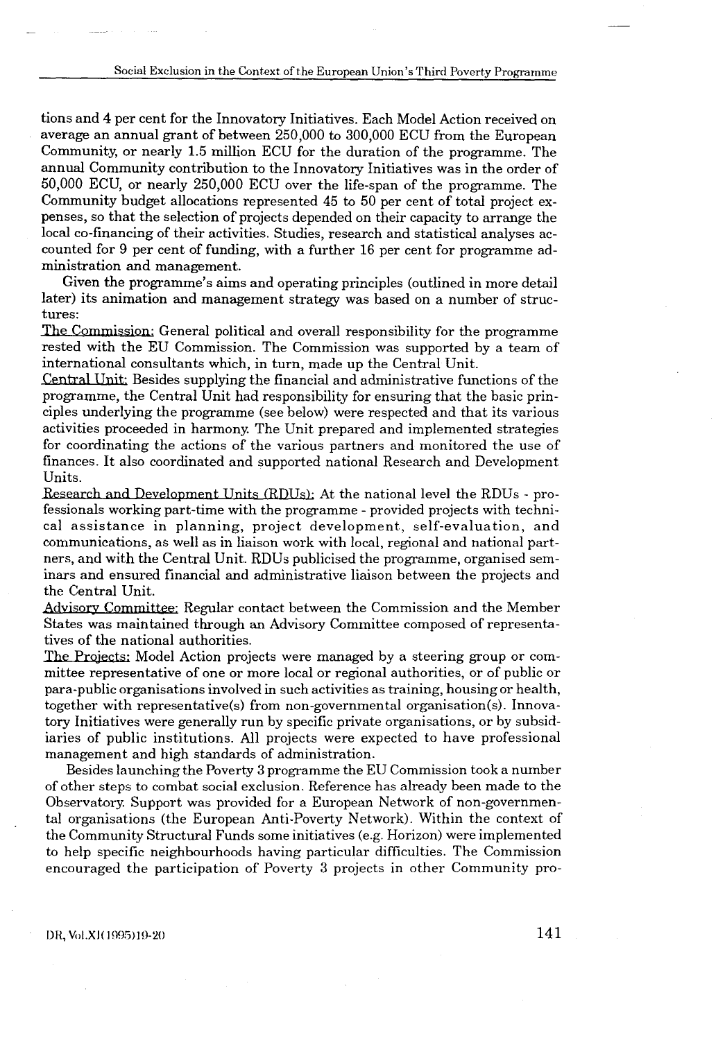tions and 4 per cent for the Innovatory Initiatives. Each Model Action received on average an annual grant of between 250,000 to 300,000 ECU from the European Community, or nearly 1.5 million ECU for the duration of the programme. The annual Community contribution to the Innovatory Initiatives was in the order of 50,000 ECU, or nearly 250,000 ECU over the life-span of the programme. The Community budget allocations represented 45 to 50 per cent of total project expenses, so that the selection of projects depended on their capacity to arrange the local co-financing of their activities. Studies, research and statistical analyses accounted for 9 per cent of funding, with a further 16 per cent for programme administration and management.

Given the programme's aims and operating principles (outlined in more detail later) its animation and management strategy was based on a number of structures:

The Commission: General political and overall responsibility for the programme rested with the EU Commission. The Commission was supported by a team of international consultants which, in turn, made up the Central Unit.

Central Unit: Besides supplying the financial and administrative functions of the programme, the Central Unit had responsibility for ensuring that the basic principles underlying the programme (see below) were respected and that its various activities proceeded in harmony. The Unit prepared and implemented strategies for coordinating the actions of the various partners and monitored the use of finances. It also coordinated and supported national Research and Development Units.

Research and Development Units (RDUs): At the national level the RDUs - professionals working part-time with the programme - provided projects with technical assistance in planning, project development, self-evaluation, and communications, as well as in liaison work with local, regional and national partners, and with the Central Unit. RDUs publicised the programme, organised seminars and ensured financial and administrative liaison between the projects and the Central Unit.

Advisory Committee: Regular contact between the Commission and the Member States was maintained through an Advisory Committee composed of representatives of the national authorities.

The Projects: Model Action projects were managed by a steering group or committee representative of one or more local or regional authorities, or of public or para-public organisations involved in such activities as training, housing or health, together with representative(s) from non-governmental organisation(s). Innovatory Initiatives were generally run by specific private organisations, or by subsidiaries of public institutions. All projects were expected to have professional management and high standards of administration.

Besides launching the Poverty 3 programme the EU Commission took a number of other steps to combat social exclusion. Reference has already been made to the Observatory. Support was provided for a European Network of non-governmental organisations (the European Anti-Poverty Network). Within the context of the Community Structural Funds some initiatives (e.g. Horizon) were implemented to help specific neighbourhoods having particular difficulties. The Commission encouraged the participation of Poverty 3 projects in other Community pro-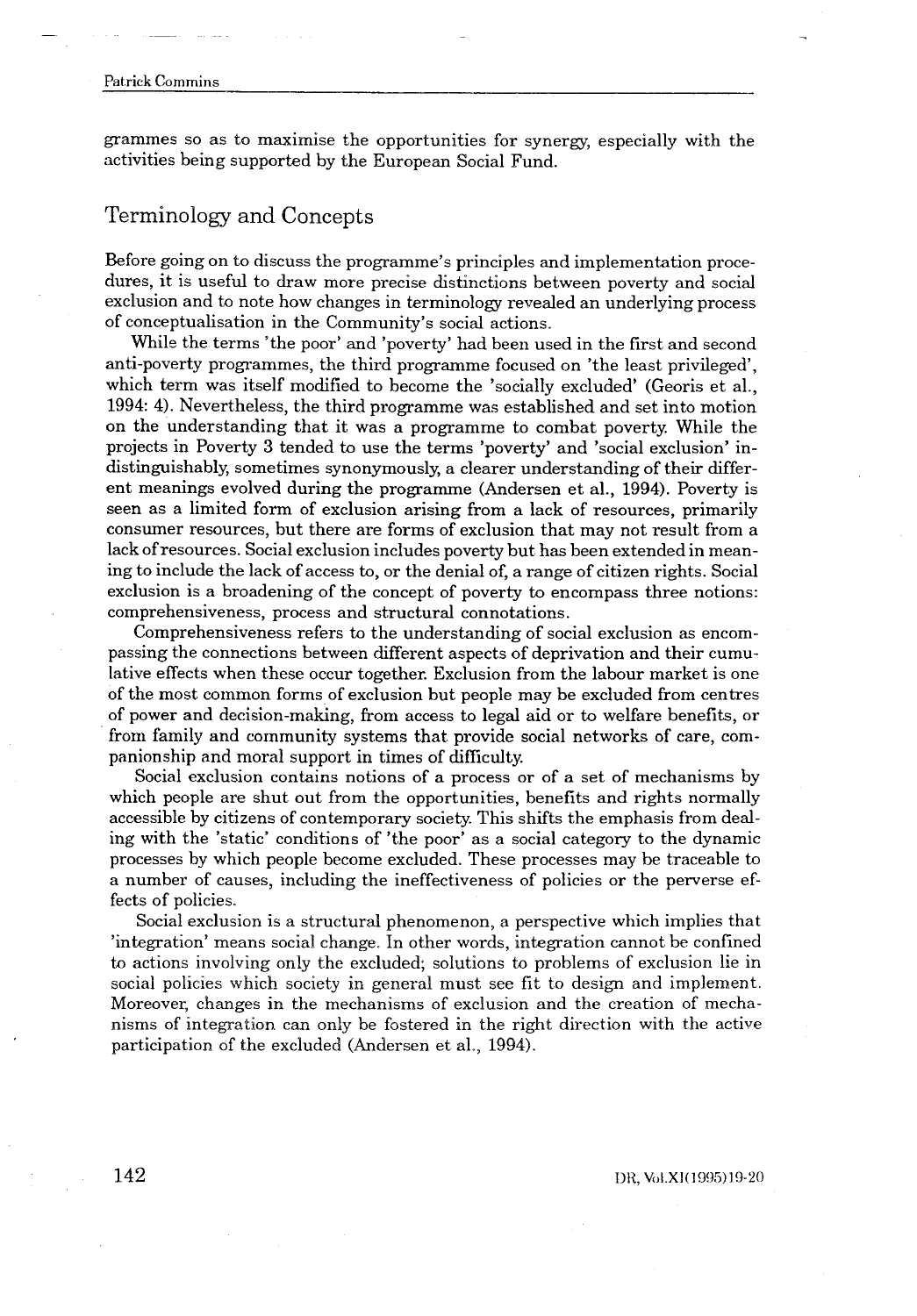grammes so as to maximise the opportunities for synergy, especially with the activities being supported by the European Social Fund.

## Terminology and Concepts

Before going on to discuss the programme's principles and implementation procedures, it is useful to draw more precise distinctions between poverty and social exclusion and to note how changes in terminology revealed an underlying process of conceptualisation in the Community's social actions.

While the terms 'the poor' and 'poverty' had been used in the first and second anti-poverty programmes, the third programme focused on 'the least privileged', which term was itself modified to become the 'socially excluded' (Georis et al., 1994: 4). Nevertheless, the third programme was established and set into motion on the understanding that it was a programme to combat poverty. While the projects in Poverty 3 tended to use the terms 'poverty' and 'social exclusion' indistinguishably, sometimes synonymously, a clearer understanding of their different meanings evolved during the programme (Andersen et al., 1994). Poverty is seen as a limited form of exclusion arising from a lack of resources, primarily consumer resources, but there are forms of exclusion that may not result from a lack of resources. Social exclusion includes poverty but has been extended in meaning to include the lack of access to, or the denial of, a range of citizen rights. Social exclusion is a broadening of the concept of poverty to encompass three notions: comprehensiveness, process and structural connotations.

Comprehensiveness refers to the understanding of social exclusion as encompassing the connections between different aspects of deprivation and their cumulative effects when these occur together. Exclusion from the labour market is one of the most common forms of exclusion but people may be excluded from centres of power and decision-making, from access to legal aid or to welfare benefits, or from family and community systems that provide social networks of care, companionship and moral support in times of difficulty.

Social exclusion contains notions of a process or of a set of mechanisms by which people are shut out from the opportunities, benefits and rights normally accessible by citizens of contemporary society. This shifts the emphasis from dealing with the 'static' conditions of 'the poor' as a social category to the dynamic processes by which people become excluded. These processes may be traceable to a number of causes, including the ineffectiveness of policies or the perverse effects of policies.

Social exclusion is a structural phenomenon, a perspective which implies that 'integration' means social change. In other words, integration cannot be confined to actions involving only the excluded; solutions to problems of exclusion lie in social policies which society in general must see fit to design and implement. Moreover, changes in the mechanisms of exclusion and the creation of mechanisms of integration can only be fostered in the right direction with the active participation of the excluded (Andersen et al., 1994).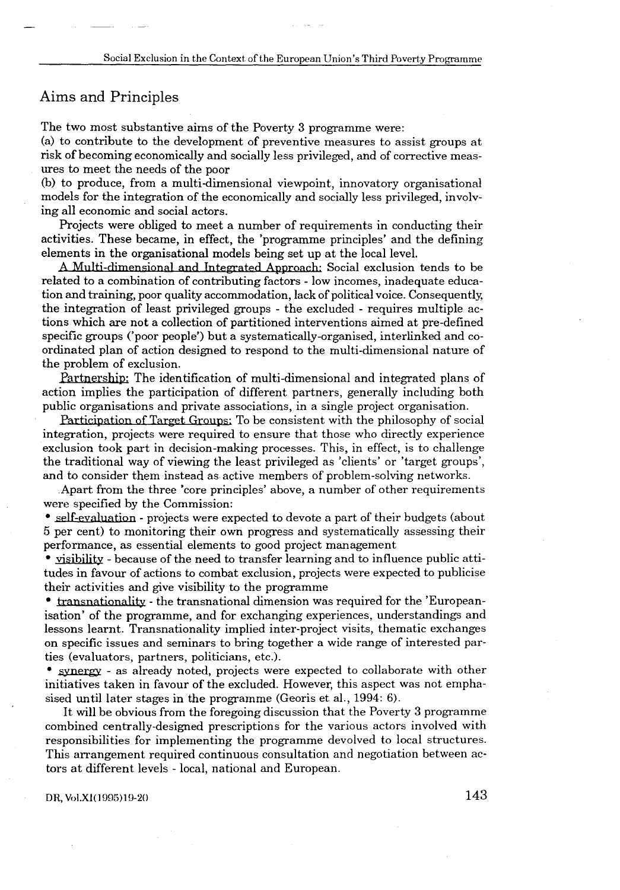## Aims and Principles

The two most substantive aims of the Poverty 3 programme were:

(a) to contribute to the development of preventive measures to assist groups at risk of becoming economically and socially less privileged, and of corrective measures to meet the needs of the poor

(b) to produce, from a multi-dimensional viewpoint, innovatory organisational models for the integration of the economically and socially less privileged, involving all economic and social actors.

Projects were obliged to meet a number of requirements in conducting their activities. These became, in effect, the 'programme principles' and the defining elements in the organisational models being set up at the local level.

A Multi-dimensional and Integrated Approach: Social exclusion tends to be related to a combination of contributing factors - low incomes, inadequate education and training, poor quality accommodation, lack of political voice. Consequently, the integration of least privileged groups - the excluded - requires multiple actions which are not a collection of partitioned interventions aimed at pre-defined specific groups ('poor people') but a systematically-organised, interlinked and co-ordinated plan of action designed to respond to the multi-dimensional nature of the problem of exclusion.

Partnership: The identification of multi-dimensional and integrated plans of action implies the participation of different partners, generally including both public organisations and private associations, in a single project organisation.

Participation of Target Groups: To be consistent with the philosophy of social integration, projects were required to ensure that those who directly experience exclusion took part in decision-making processes. This, in effect, is to challenge the traditional way of viewing the least privileged as 'clients' or 'target groups', and to consider them instead as active members of problem-solving networks.

Apart from the three 'core principles' above, a number of other requirements were specified by the Commission:

- self-evaluation - projects were expected to devote a part of their budgets (about 5 per cent) to monitoring their own progress and systematically assessing their performance, as essential elements to good project management
- visibility - because of the need to transfer learning and to influence public attitudes in favour of actions to combat exclusion, projects were expected to publicise their activities and give visibility to the programme
- transnationality - the transnational dimension was required for the 'Europeanisation' of the programme, and for exchanging experiences, understandings and lessons learnt. Transnationality implied inter-project visits, thematic exchanges on specific issues and seminars to bring together a wide range of interested parties (evaluators, partners, politicians, etc.).
- synergy - as already noted, projects were expected to collaborate with other initiatives taken in favour of the excluded. However, this aspect was not emphasised until later stages in the programme (Georis et al., 1994: 6).

It will be obvious from the foregoing discussion that the Poverty 3 programme combined centrally-designed prescriptions for the various actors involved with responsibilities for implementing the programme devolved to local structures. This arrangement required continuous consultation and negotiation between actors at different levels - local, national and European.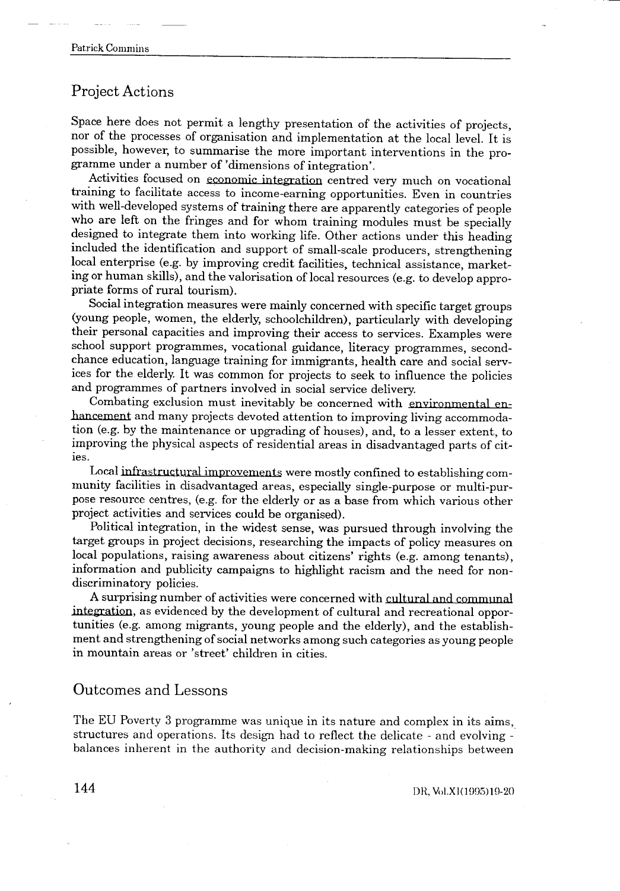## Project Actions

Space here does not permit a lengthy presentation of the activities of projects, nor of the processes of organisation and implementation at the local level. It is possible, however, to summarise the more important interventions in the programme under a number of 'dimensions of integration'.

Activities focused on economic integration centred very much on vocational training to facilitate access to income-earning opportunities. Even in countries with well-developed systems of training there are apparently categories of people who are left on the fringes and for whom training modules must be specially designed to integrate them into working life. Other actions under this heading included the identification and support of small-scale producers, strengthening local enterprise (e.g. by improving credit facilities, technical assistance, marketing or human skills), and the valorisation of local resources (e.g. to develop appropriate forms of rural tourism).

Social integration measures were mainly concerned with specific target groups (young people, women, the elderly, schoolchildren), particularly with developing their personal capacities and improving their access to services. Examples were school support programmes, vocational guidance, literacy programmes, second-chance education, language training for immigrants, health care and social services for the elderly. It was common for projects to seek to influence the policies and programmes of partners involved in social service delivery.

Combating exclusion must inevitably be concerned with environmental enhancement and many projects devoted attention to improving living accommodation (e.g. by the maintenance or upgrading of houses), and, to a lesser extent, to improving the physical aspects of residential areas in disadvantaged parts of cities.

Local infrastructural improvements were mostly confined to establishing community facilities in disadvantaged areas, especially single-purpose or multi-purpose resource centres, (e.g. for the elderly or as a base from which various other project activities and services could be organised).

Political integration, in the widest sense, was pursued through involving the target groups in project decisions, researching the impacts of policy measures on local populations, raising awareness about citizens' rights (e.g. among tenants), information and publicity campaigns to highlight racism and the need for non-discriminatory policies.

A surprising number of activities were concerned with cultural and communal integration, as evidenced by the development of cultural and recreational opportunities (e.g. among migrants, young people and the elderly), and the establishment and strengthening of social networks among such categories as young people in mountain areas or 'street' children in cities.

## Outcomes and Lessons

The EU Poverty 3 programme was unique in its nature and complex in its aims, structures and operations. Its design had to reflect the delicate - and evolving - balances inherent in the authority and decision-making relationships between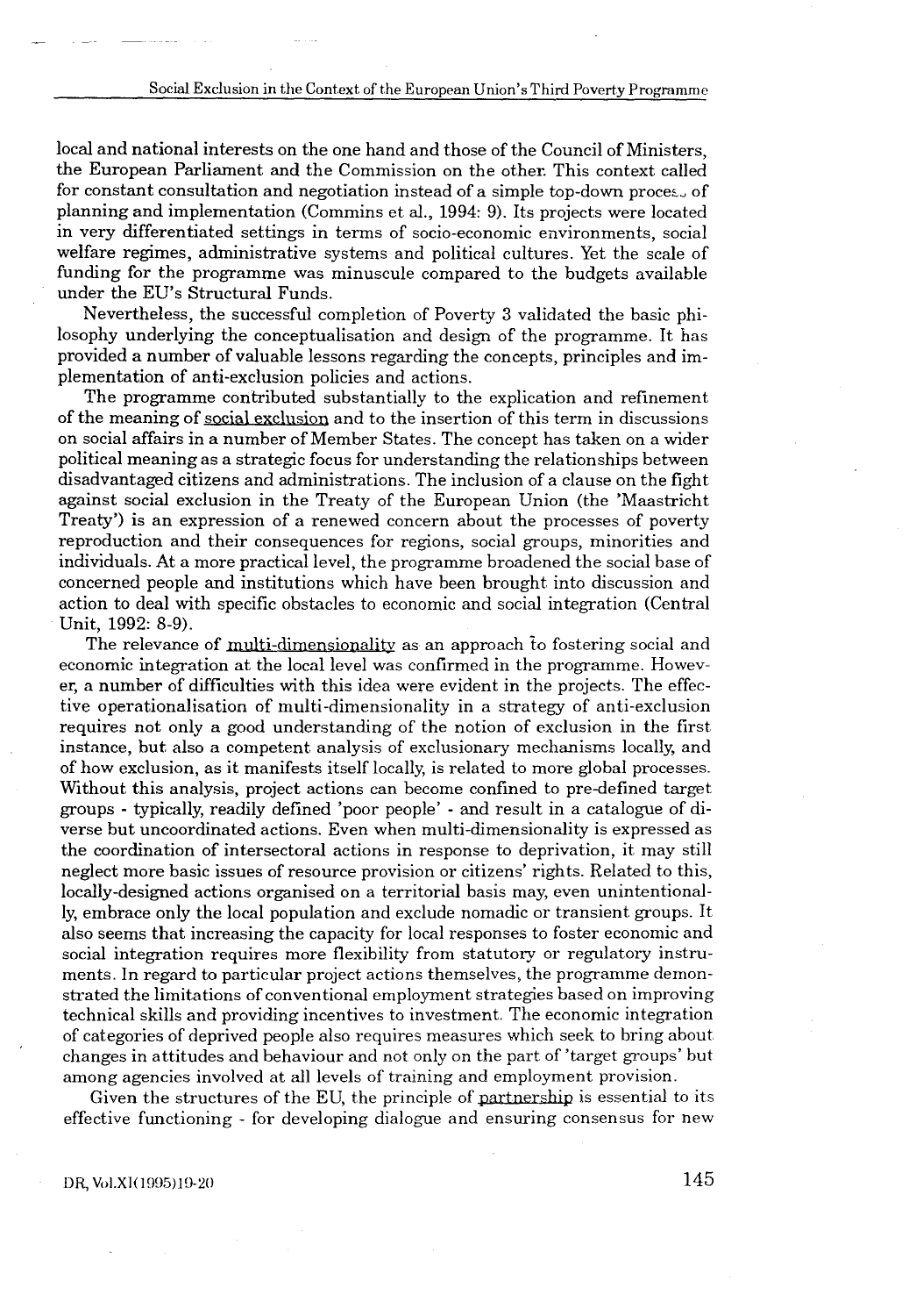local and national interests on the one hand and those of the Council of Ministers, the European Parliament and the Commission on the other. This context called for constant consultation and negotiation instead of a simple top-down process of planning and implementation (Commins et al., 1994: 9). Its projects were located in very differentiated settings in terms of socio-economic environments, social welfare regimes, administrative systems and political cultures. Yet the scale of funding for the programme was minuscule compared to the budgets available under the EU's Structural Funds.

Nevertheless, the successful completion of Poverty 3 validated the basic philosophy underlying the conceptualisation and design of the programme. It has provided a number of valuable lessons regarding the concepts, principles and implementation of anti-exclusion policies and actions.

The programme contributed substantially to the explication and refinement of the meaning of social exclusion and to the insertion of this term in discussions on social affairs in a number of Member States. The concept has taken on a wider political meaning as a strategic focus for understanding the relationships between disadvantaged citizens and administrations. The inclusion of a clause on the fight against social exclusion in the Treaty of the European Union (the 'Maastricht Treaty') is an expression of a renewed concern about the processes of poverty reproduction and their consequences for regions, social groups, minorities and individuals. At a more practical level, the programme broadened the social base of concerned people and institutions which have been brought into discussion and action to deal with specific obstacles to economic and social integration (Central Unit, 1992: 8-9).

The relevance of multi-dimensionality as an approach to fostering social and economic integration at the local level was confirmed in the programme. However, a number of difficulties with this idea were evident in the projects. The effective operationalisation of multi-dimensionality in a strategy of anti-exclusion requires not only a good understanding of the notion of exclusion in the first instance, but also a competent analysis of exclusionary mechanisms locally, and of how exclusion, as it manifests itself locally, is related to more global processes. Without this analysis, project actions can become confined to pre-defined target groups - typically, readily defined 'poor people' - and result in a catalogue of diverse but uncoordinated actions. Even when multi-dimensionality is expressed as the coordination of intersectoral actions in response to deprivation, it may still neglect more basic issues of resource provision or citizens' rights. Related to this, locally-designed actions organised on a territorial basis may, even unintentionally, embrace only the local population and exclude nomadic or transient groups. It also seems that increasing the capacity for local responses to foster economic and social integration requires more flexibility from statutory or regulatory instruments. In regard to particular project actions themselves, the programme demonstrated the limitations of conventional employment strategies based on improving technical skills and providing incentives to investment. The economic integration of categories of deprived people also requires measures which seek to bring about changes in attitudes and behaviour and not only on the part of 'target groups' but among agencies involved at all levels of training and employment provision.

Given the structures of the EU, the principle of partnership is essential to its effective functioning - for developing dialogue and ensuring consensus for new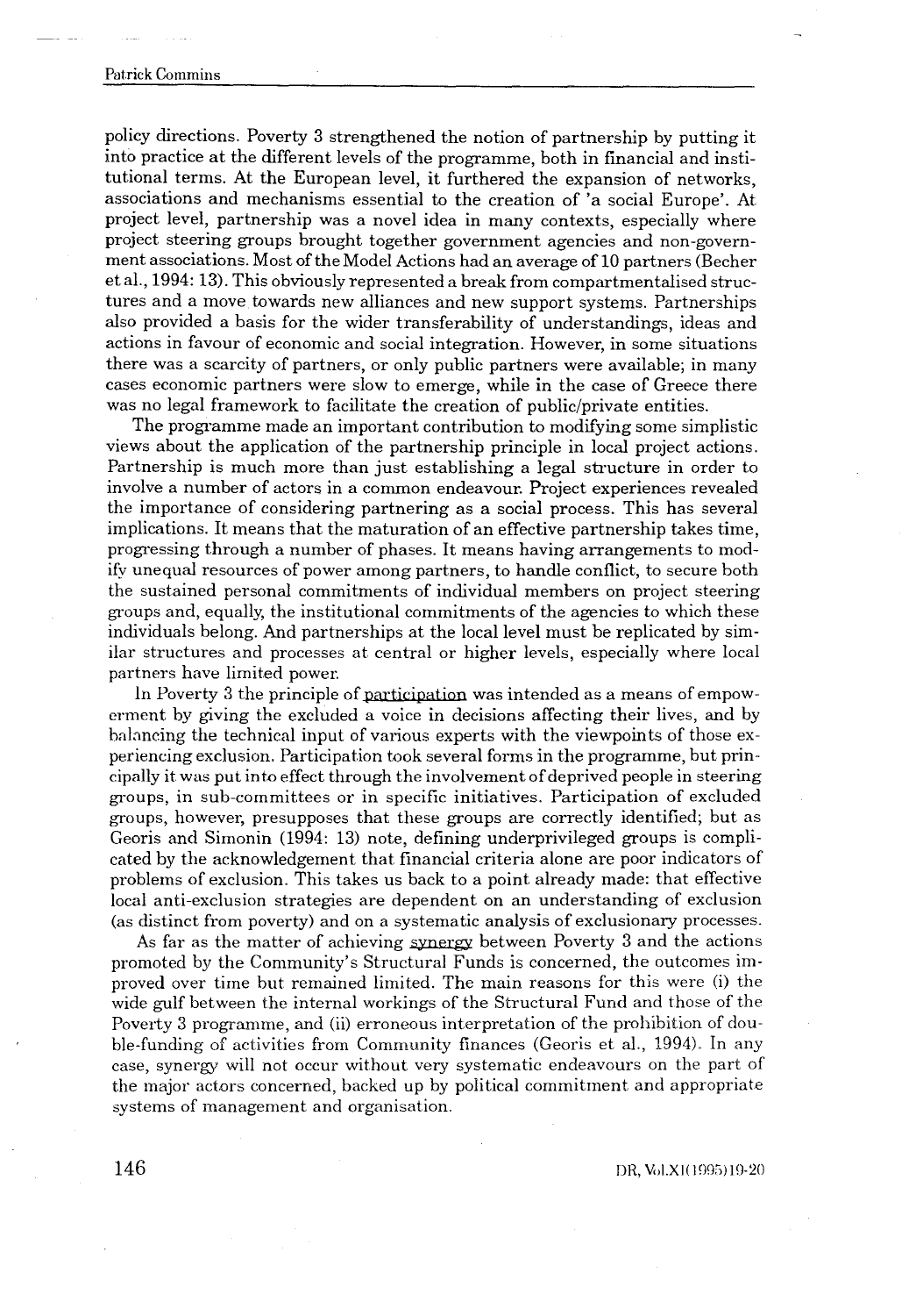policy directions. Poverty 3 strengthened the notion of partnership by putting it into practice at the different levels of the programme, both in financial and institutional terms. At the European level, it furthered the expansion of networks, associations and mechanisms essential to the creation of 'a social Europe'. At project level, partnership was a novel idea in many contexts, especially where project steering groups brought together government agencies and non-government associations. Most of the Model Actions had an average of 10 partners (Becher et al., 1994: 13). This obviously represented a break from compartmentalised structures and a move towards new alliances and new support systems. Partnerships also provided a basis for the wider transferability of understandings, ideas and actions in favour of economic and social integration. However, in some situations there was a scarcity of partners, or only public partners were available; in many cases economic partners were slow to emerge, while in the case of Greece there was no legal framework to facilitate the creation of public/private entities.

The programme made an important contribution to modifying some simplistic views about the application of the partnership principle in local project actions. Partnership is much more than just establishing a legal structure in order to involve a number of actors in a common endeavour. Project experiences revealed the importance of considering partnering as a social process. This has several implications. It means that the maturation of an effective partnership takes time, progressing through a number of phases. It means having arrangements to modify unequal resources of power among partners, to handle conflict, to secure both the sustained personal commitments of individual members on project steering groups and, equally, the institutional commitments of the agencies to which these individuals belong. And partnerships at the local level must be replicated by similar structures and processes at central or higher levels, especially where local partners have limited power.

In Poverty 3 the principle of participation was intended as a means of empowerment by giving the excluded a voice in decisions affecting their lives, and by balancing the technical input of various experts with the viewpoints of those experiencing exclusion. Participation took several forms in the programme, but principally it was put into effect through the involvement of deprived people in steering groups, in sub-committees or in specific initiatives. Participation of excluded groups, however, presupposes that these groups are correctly identified; but as Georis and Simonin (1994: 13) note, defining underprivileged groups is complicated by the acknowledgement that financial criteria alone are poor indicators of problems of exclusion. This takes us back to a point already made: that effective local anti-exclusion strategies are dependent on an understanding of exclusion (as distinct from poverty) and on a systematic analysis of exclusionary processes.

As far as the matter of achieving synergy between Poverty 3 and the actions promoted by the Community's Structural Funds is concerned, the outcomes improved over time but remained limited. The main reasons for this were (i) the wide gulf between the internal workings of the Structural Fund and those of the Poverty 3 programme, and (ii) erroneous interpretation of the prohibition of double-funding of activities from Community finances (Georis et al., 1994). In any case, synergy will not occur without very systematic endeavours on the part of the major actors concerned, backed up by political commitment and appropriate systems of management and organisation.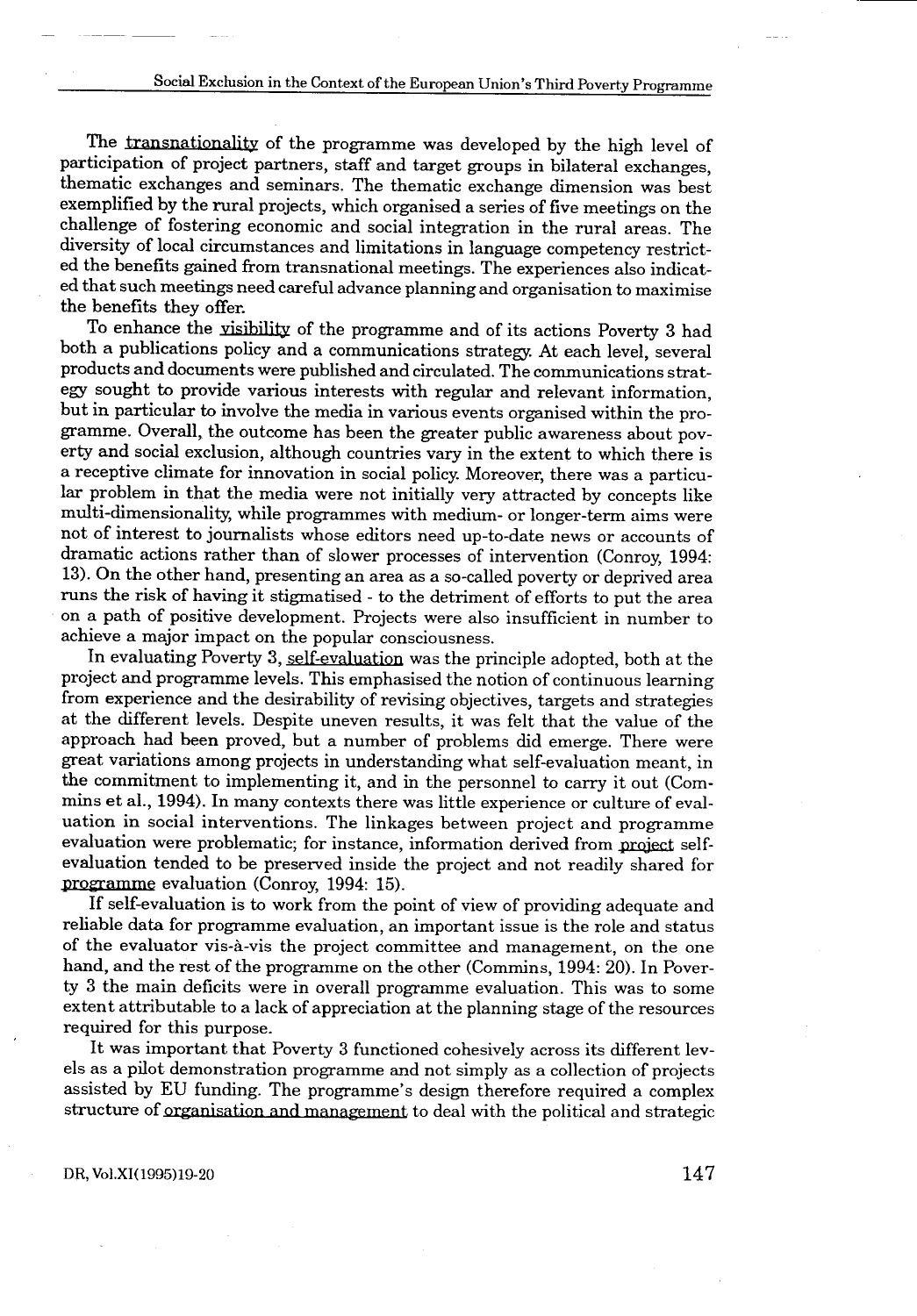The transnationality of the programme was developed by the high level of participation of project partners, staff and target groups in bilateral exchanges, thematic exchanges and seminars. The thematic exchange dimension was best exemplified by the rural projects, which organised a series of five meetings on the challenge of fostering economic and social integration in the rural areas. The diversity of local circumstances and limitations in language competency restricted the benefits gained from transnational meetings. The experiences also indicated that such meetings need careful advance planning and organisation to maximise the benefits they offer.

To enhance the visibility of the programme and of its actions Poverty 3 had both a publications policy and a communications strategy. At each level, several products and documents were published and circulated. The communications strategy sought to provide various interests with regular and relevant information, but in particular to involve the media in various events organised within the programme. Overall, the outcome has been the greater public awareness about poverty and social exclusion, although countries vary in the extent to which there is a receptive climate for innovation in social policy. Moreover, there was a particular problem in that the media were not initially very attracted by concepts like multi-dimensionality, while programmes with medium- or longer-term aims were not of interest to journalists whose editors need up-to-date news or accounts of dramatic actions rather than of slower processes of intervention (Conroy, 1994: 13). On the other hand, presenting an area as a so-called poverty or deprived area runs the risk of having it stigmatised - to the detriment of efforts to put the area on a path of positive development. Projects were also insufficient in number to achieve a major impact on the popular consciousness.

In evaluating Poverty 3, self-evaluation was the principle adopted, both at the project and programme levels. This emphasised the notion of continuous learning from experience and the desirability of revising objectives, targets and strategies at the different levels. Despite uneven results, it was felt that the value of the approach had been proved, but a number of problems did emerge. There were great variations among projects in understanding what self-evaluation meant, in the commitment to implementing it, and in the personnel to carry it out (Commins et al., 1994). In many contexts there was little experience or culture of evaluation in social interventions. The linkages between project and programme evaluation were problematic; for instance, information derived from project self-evaluation tended to be preserved inside the project and not readily shared for programme evaluation (Conroy, 1994: 15).

If self-evaluation is to work from the point of view of providing adequate and reliable data for programme evaluation, an important issue is the role and status of the evaluator vis-à-vis the project committee and management, on the one hand, and the rest of the programme on the other (Commins, 1994: 20). In Poverty 3 the main deficits were in overall programme evaluation. This was to some extent attributable to a lack of appreciation at the planning stage of the resources required for this purpose.

It was important that Poverty 3 functioned cohesively across its different levels as a pilot demonstration programme and not simply as a collection of projects assisted by EU funding. The programme's design therefore required a complex structure of organisation and management to deal with the political and strategic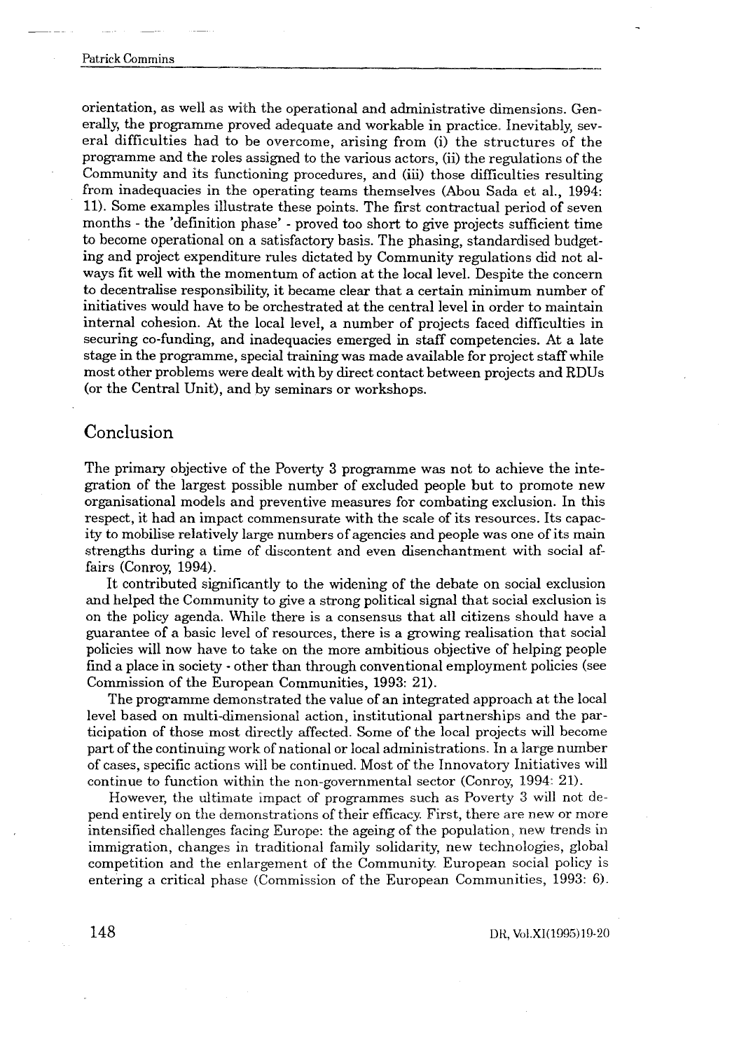orientation, as well as with the operational and administrative dimensions. Generally, the programme proved adequate and workable in practice. Inevitably, several difficulties had to be overcome, arising from (i) the structures of the programme and the roles assigned to the various actors, (ii) the regulations of the Community and its functioning procedures, and (iii) those difficulties resulting from inadequacies in the operating teams themselves (Abou Sada et al., 1994: 11). Some examples illustrate these points. The first contractual period of seven months - the 'definition phase' - proved too short to give projects sufficient time to become operational on a satisfactory basis. The phasing, standardised budgeting and project expenditure rules dictated by Community regulations did not always fit well with the momentum of action at the local level. Despite the concern to decentralise responsibility, it became clear that a certain minimum number of initiatives would have to be orchestrated at the central level in order to maintain internal cohesion. At the local level, a number of projects faced difficulties in securing co-funding, and inadequacies emerged in staff competencies. At a late stage in the programme, special training was made available for project staff while most other problems were dealt with by direct contact between projects and RDUs (or the Central Unit), and by seminars or workshops.

## Conclusion

The primary objective of the Poverty 3 programme was not to achieve the integration of the largest possible number of excluded people but to promote new organisational models and preventive measures for combating exclusion. In this respect, it had an impact commensurate with the scale of its resources. Its capacity to mobilise relatively large numbers of agencies and people was one of its main strengths during a time of discontent and even disenchantment with social affairs (Conroy, 1994).

It contributed significantly to the widening of the debate on social exclusion and helped the Community to give a strong political signal that social exclusion is on the policy agenda. While there is a consensus that all citizens should have a guarantee of a basic level of resources, there is a growing realisation that social policies will now have to take on the more ambitious objective of helping people find a place in society - other than through conventional employment policies (see Commission of the European Communities, 1993: 21).

The programme demonstrated the value of an integrated approach at the local level based on multi-dimensional action, institutional partnerships and the participation of those most directly affected. Some of the local projects will become part of the continuing work of national or local administrations. In a large number of cases, specific actions will be continued. Most of the Innovatory Initiatives will continue to function within the non-governmental sector (Conroy, 1994: 21).

However, the ultimate impact of programmes such as Poverty 3 will not depend entirely on the demonstrations of their efficacy. First, there are new or more intensified challenges facing Europe: the ageing of the population, new trends in immigration, changes in traditional family solidarity, new technologies, global competition and the enlargement of the Community. European social policy is entering a critical phase (Commission of the European Communities, 1993: 6).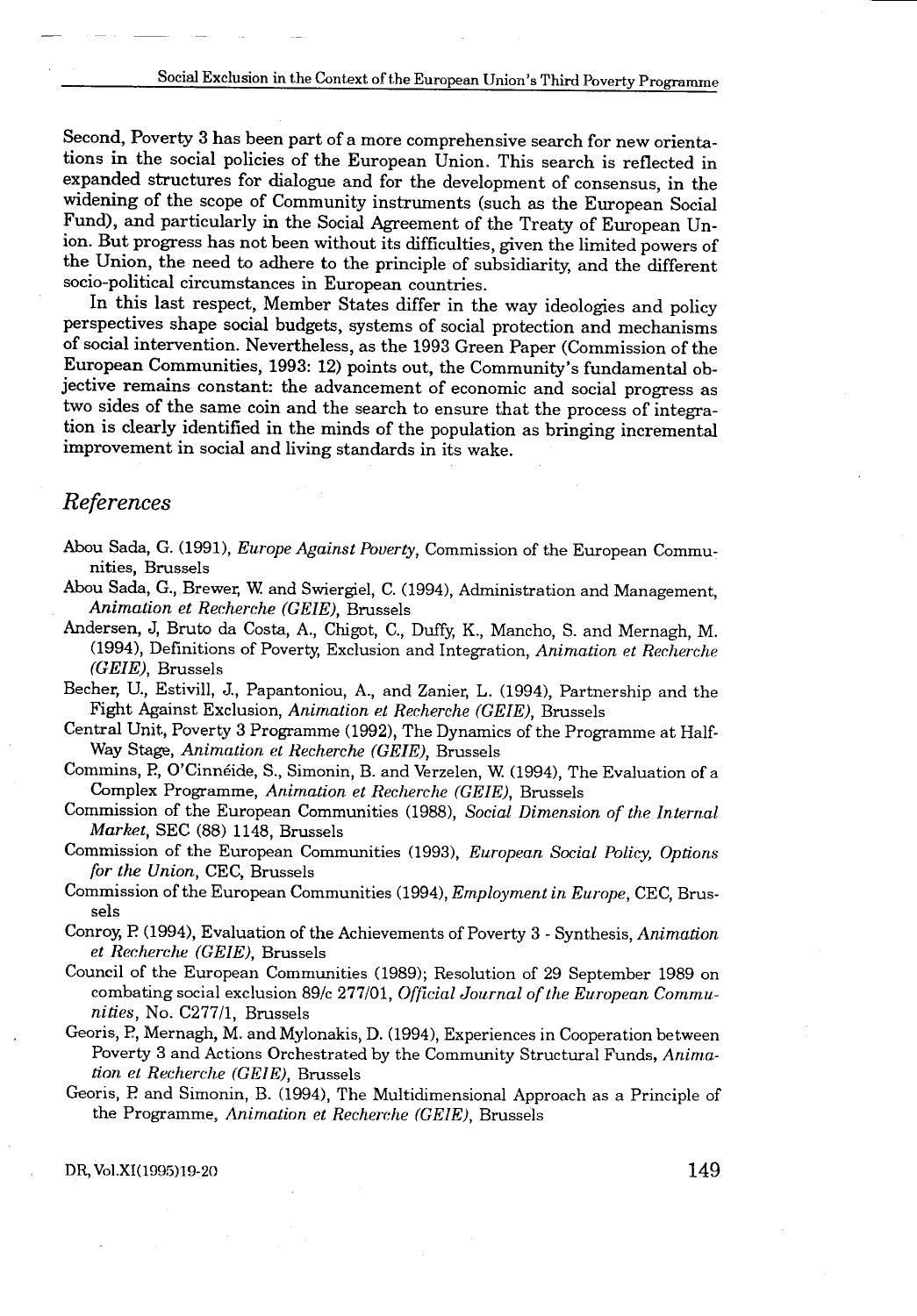Second, Poverty 3 has been part of a more comprehensive search for new orientations in the social policies of the European Union. This search is reflected in expanded structures for dialogue and for the development of consensus, in the widening of the scope of Community instruments (such as the European Social Fund), and particularly in the Social Agreement of the Treaty of European Union. But progress has not been without its difficulties, given the limited powers of the Union, the need to adhere to the principle of subsidiarity, and the different socio-political circumstances in European countries.

In this last respect, Member States differ in the way ideologies and policy perspectives shape social budgets, systems of social protection and mechanisms of social intervention. Nevertheless, as the 1993 Green Paper (Commission of the European Communities, 1993: 12) points out, the Community's fundamental objective remains constant: the advancement of economic and social progress as two sides of the same coin and the search to ensure that the process of integration is clearly identified in the minds of the population as bringing incremental improvement in social and living standards in its wake.

## *References*

Abou Sada, G. (1991), *Europe Against Poverty*, Commission of the European Communities, Brussels

Abou Sada, G., Brewer, W. and Swiergiel, C. (1994), Administration and Management, *Animation et Recherche (GEIE)*, Brussels

Andersen, J, Bruto da Costa, A., Chigot, C., Duffy, K., Mancho, S. and Mernagh, M. (1994), Definitions of Poverty, Exclusion and Integration, *Animation et Recherche (GEIE)*, Brussels

Becher, U., Estivill, J., Papantoniou, A., and Zanier, L. (1994), Partnership and the Fight Against Exclusion, *Animation et Recherche (GEIE)*, Brussels

Central Unit, Poverty 3 Programme (1992), The Dynamics of the Programme at Half-Way Stage, *Animation et Recherche (GEIE)*, Brussels

Commins, P., O'Cinnéide, S., Simonin, B. and Verzelen, W. (1994), The Evaluation of a Complex Programme, *Animation et Recherche (GEIE)*, Brussels

Commission of the European Communities (1988), *Social Dimension of the Internal Market*, SEC (88) 1148, Brussels

Commission of the European Communities (1993), *European Social Policy, Options for the Union*, CEC, Brussels

Commission of the European Communities (1994), *Employment in Europe*, CEC, Brussels

Conroy, P. (1994), Evaluation of the Achievements of Poverty 3 - Synthesis, *Animation et Recherche (GEIE)*, Brussels

Council of the European Communities (1989); Resolution of 29 September 1989 on combating social exclusion 89/c 277/01, *Official Journal of the European Communities*, No. C277/1, Brussels

Georis, P., Mernagh, M. and Mylonakis, D. (1994), Experiences in Cooperation between Poverty 3 and Actions Orchestrated by the Community Structural Funds, *Animation et Recherche (GEIE)*, Brussels

Georis, P. and Simonin, B. (1994), The Multidimensional Approach as a Principle of the Programme, *Animation et Recherche (GEIE)*, Brussels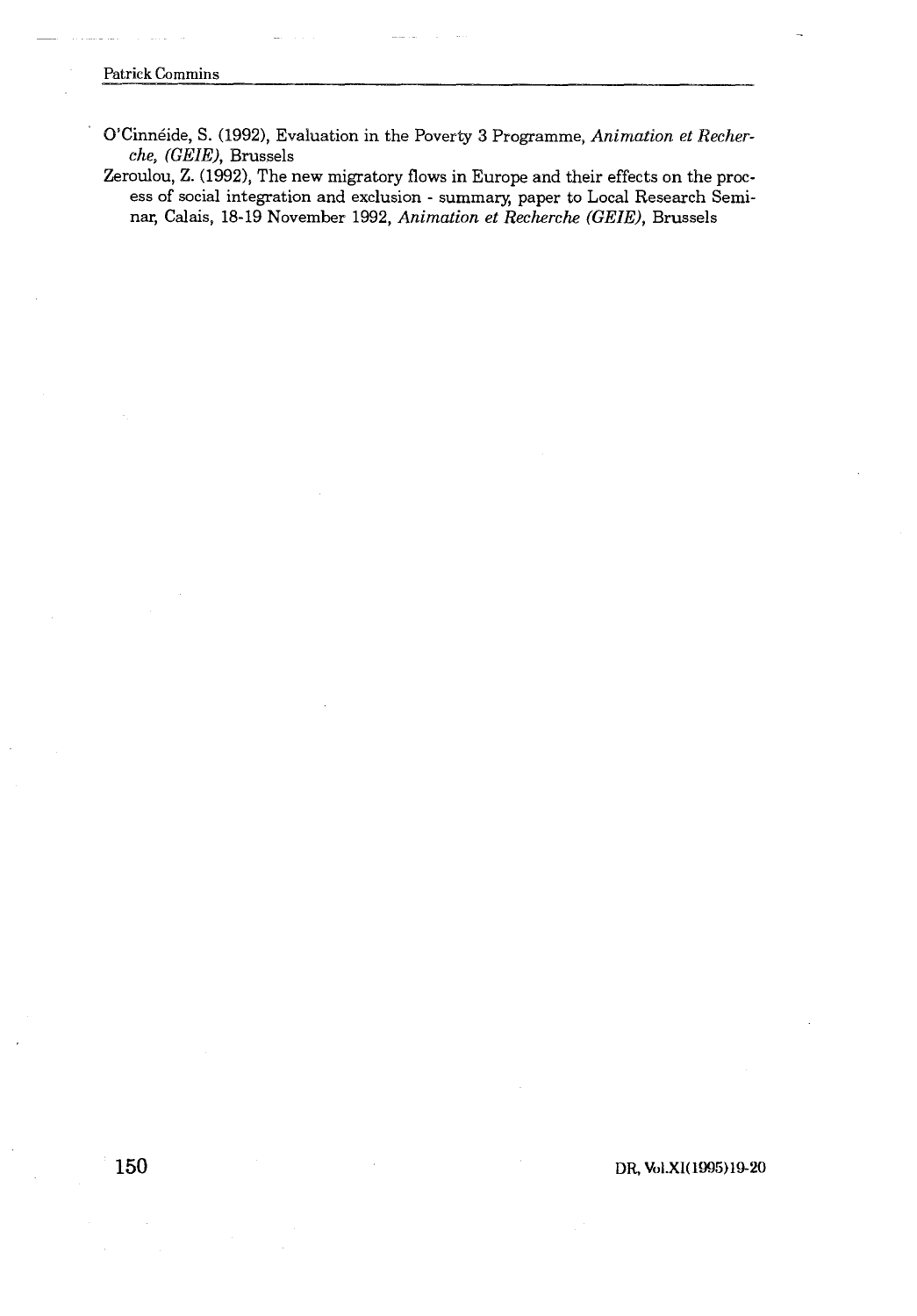O'Cinnéide, S. (1992), Evaluation in the Poverty 3 Programme, *Animation et Recherche, (GEIE)*, Brussels

Zeroulou, Z. (1992), The new migratory flows in Europe and their effects on the process of social integration and exclusion - summary, paper to Local Research Seminar, Calais, 18-19 November 1992, *Animation et Recherche (GEIE)*, Brussels